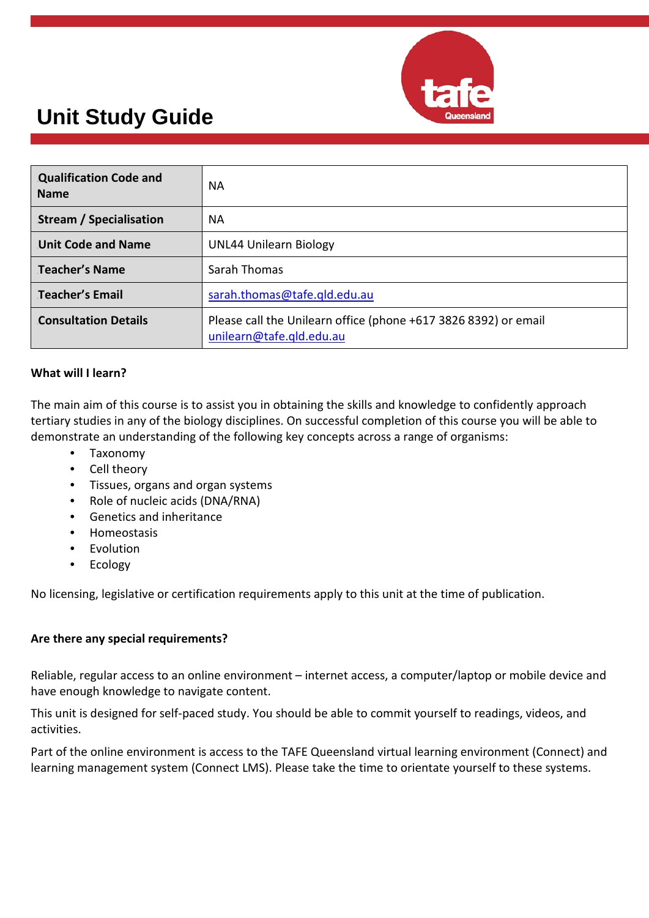# Unit Study Guide

| Qualification Code and Name | NA |
| --- | --- |
| Stream / Specialisation | NA |
| Unit Code and Name | UNL44 Unilearn Biology |
| Teacher's Name | Sarah Thomas |
| Teacher's Email | sarah.thomas@tafe.qld.edu.au |
| Consultation Details | Please call the Unilearn office (phone +617 3826 8392) or email unilearn@tafe.qld.edu.au |

**What will I learn?**

The main aim of this course is to assist you in obtaining the skills and knowledge to confidently approach tertiary studies in any of the biology disciplines. On successful completion of this course you will be able to demonstrate an understanding of the following key concepts across a range of organisms:

- Taxonomy
- Cell theory
- Tissues, organs and organ systems
- Role of nucleic acids (DNA/RNA)
- Genetics and inheritance
- Homeostasis
- Evolution
- Ecology

No licensing, legislative or certification requirements apply to this unit at the time of publication.

**Are there any special requirements?**

Reliable, regular access to an online environment – internet access, a computer/laptop or mobile device and have enough knowledge to navigate content.

This unit is designed for self-paced study. You should be able to commit yourself to readings, videos, and activities.

Part of the online environment is access to the TAFE Queensland virtual learning environment (Connect) and learning management system (Connect LMS). Please take the time to orientate yourself to these systems.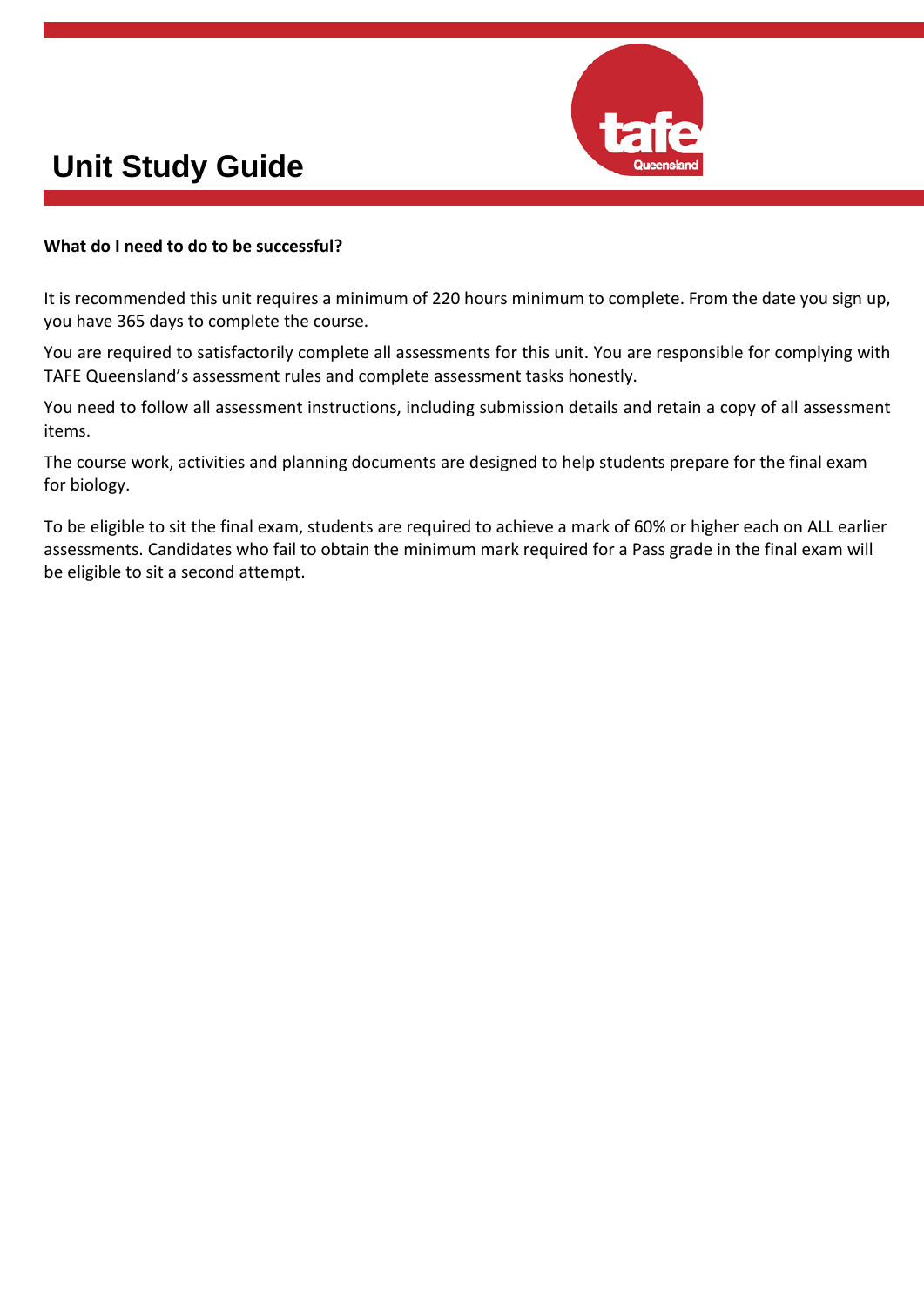# Unit Study Guide

**What do I need to do to be successful?**

It is recommended this unit requires a minimum of 220 hours minimum to complete. From the date you sign up, you have 365 days to complete the course.

You are required to satisfactorily complete all assessments for this unit. You are responsible for complying with TAFE Queensland's assessment rules and complete assessment tasks honestly.

You need to follow all assessment instructions, including submission details and retain a copy of all assessment items.

The course work, activities and planning documents are designed to help students prepare for the final exam for biology.

To be eligible to sit the final exam, students are required to achieve a mark of 60% or higher each on ALL earlier assessments. Candidates who fail to obtain the minimum mark required for a Pass grade in the final exam will be eligible to sit a second attempt.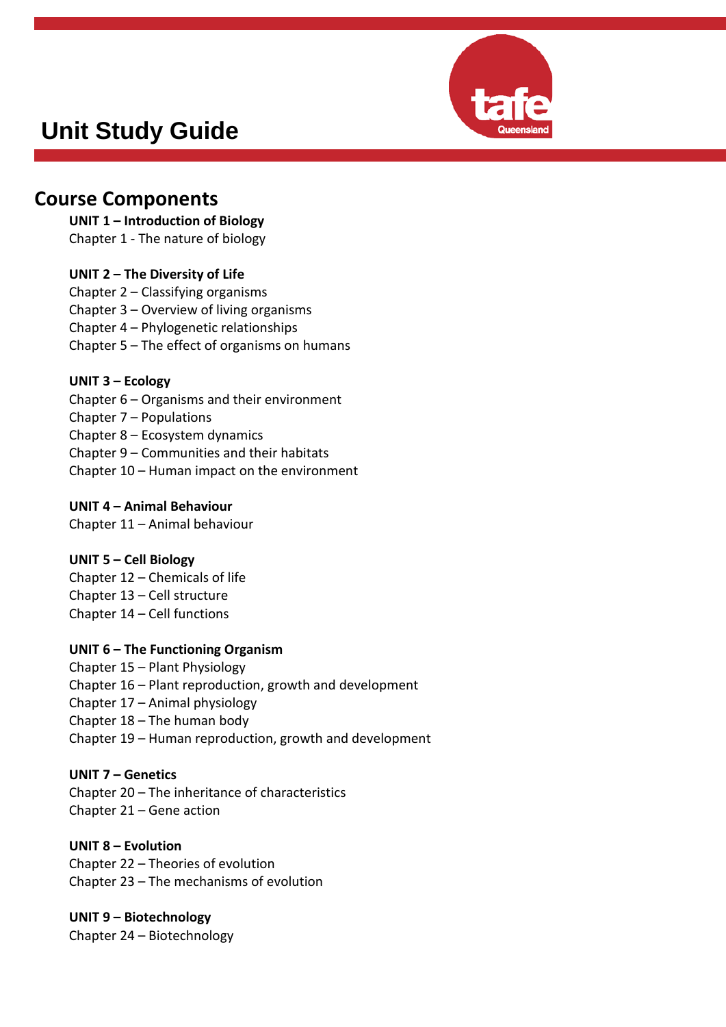# Unit Study Guide

## Course Components

**UNIT 1 – Introduction of Biology**
Chapter 1 - The nature of biology

**UNIT 2 – The Diversity of Life**
Chapter 2 – Classifying organisms
Chapter 3 – Overview of living organisms
Chapter 4 – Phylogenetic relationships
Chapter 5 – The effect of organisms on humans

**UNIT 3 – Ecology**
Chapter 6 – Organisms and their environment
Chapter 7 – Populations
Chapter 8 – Ecosystem dynamics
Chapter 9 – Communities and their habitats
Chapter 10 – Human impact on the environment

**UNIT 4 – Animal Behaviour**
Chapter 11 – Animal behaviour

**UNIT 5 – Cell Biology**
Chapter 12 – Chemicals of life
Chapter 13 – Cell structure
Chapter 14 – Cell functions

**UNIT 6 – The Functioning Organism**
Chapter 15 – Plant Physiology
Chapter 16 – Plant reproduction, growth and development
Chapter 17 – Animal physiology
Chapter 18 – The human body
Chapter 19 – Human reproduction, growth and development

**UNIT 7 – Genetics**
Chapter 20 – The inheritance of characteristics
Chapter 21 – Gene action

**UNIT 8 – Evolution**
Chapter 22 – Theories of evolution
Chapter 23 – The mechanisms of evolution

**UNIT 9 – Biotechnology**
Chapter 24 – Biotechnology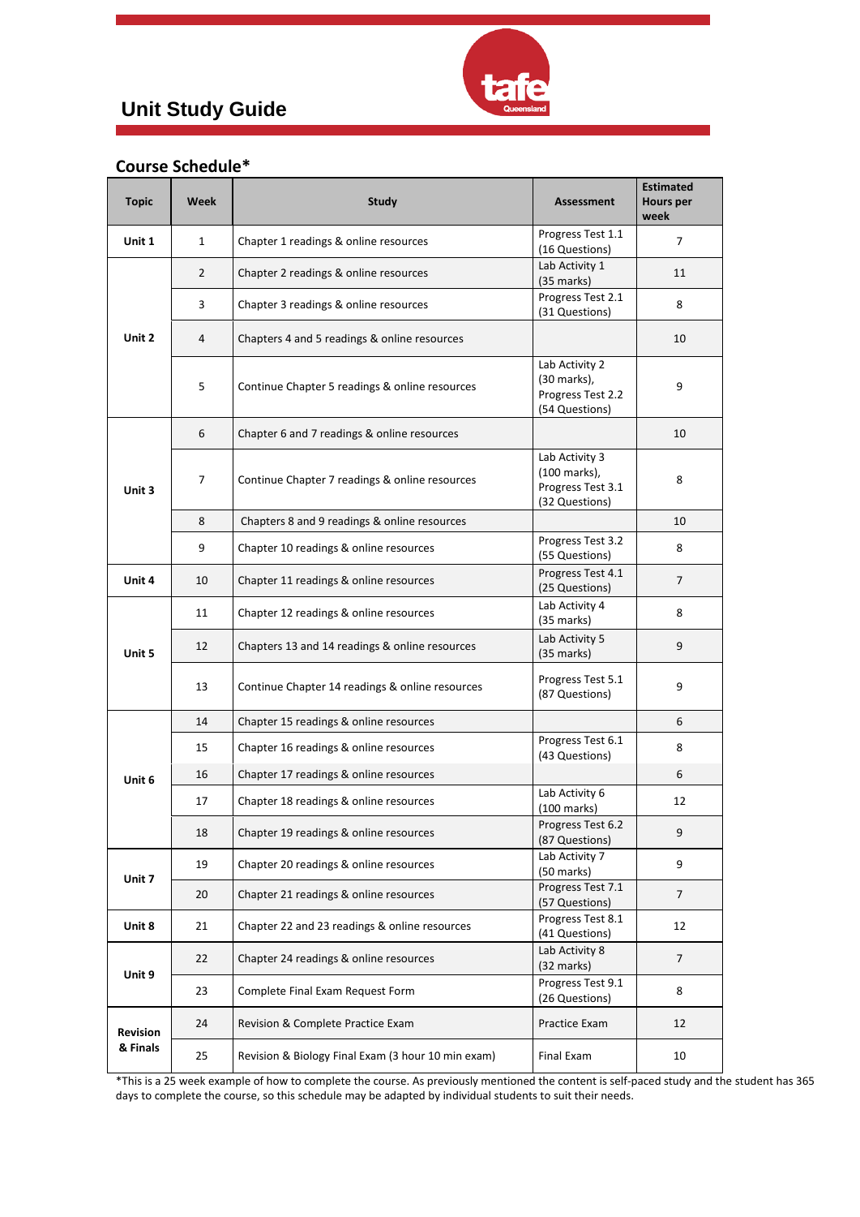# Unit Study Guide

## Course Schedule*

| Topic | Week | Study | Assessment | Estimated Hours per week |
|---|---|---|---|---|
| Unit 1 | 1 | Chapter 1 readings & online resources | Progress Test 1.1 (16 Questions) | 7 |
| Unit 2 | 2 | Chapter 2 readings & online resources | Lab Activity 1 (35 marks) | 11 |
| | 3 | Chapter 3 readings & online resources | Progress Test 2.1 (31 Questions) | 8 |
| | 4 | Chapters 4 and 5 readings & online resources | | 10 |
| | 5 | Continue Chapter 5 readings & online resources | Lab Activity 2 (30 marks), Progress Test 2.2 (54 Questions) | 9 |
| Unit 3 | 6 | Chapter 6 and 7 readings & online resources | | 10 |
| | 7 | Continue Chapter 7 readings & online resources | Lab Activity 3 (100 marks), Progress Test 3.1 (32 Questions) | 8 |
| | 8 | Chapters 8 and 9 readings & online resources | | 10 |
| | 9 | Chapter 10 readings & online resources | Progress Test 3.2 (55 Questions) | 8 |
| Unit 4 | 10 | Chapter 11 readings & online resources | Progress Test 4.1 (25 Questions) | 7 |
| Unit 5 | 11 | Chapter 12 readings & online resources | Lab Activity 4 (35 marks) | 8 |
| | 12 | Chapters 13 and 14 readings & online resources | Lab Activity 5 (35 marks) | 9 |
| | 13 | Continue Chapter 14 readings & online resources | Progress Test 5.1 (87 Questions) | 9 |
| Unit 6 | 14 | Chapter 15 readings & online resources | | 6 |
| | 15 | Chapter 16 readings & online resources | Progress Test 6.1 (43 Questions) | 8 |
| | 16 | Chapter 17 readings & online resources | | 6 |
| | 17 | Chapter 18 readings & online resources | Lab Activity 6 (100 marks) | 12 |
| | 18 | Chapter 19 readings & online resources | Progress Test 6.2 (87 Questions) | 9 |
| Unit 7 | 19 | Chapter 20 readings & online resources | Lab Activity 7 (50 marks) | 9 |
| | 20 | Chapter 21 readings & online resources | Progress Test 7.1 (57 Questions) | 7 |
| Unit 8 | 21 | Chapter 22 and 23 readings & online resources | Progress Test 8.1 (41 Questions) | 12 |
| Unit 9 | 22 | Chapter 24 readings & online resources | Lab Activity 8 (32 marks) | 7 |
| | 23 | Complete Final Exam Request Form | Progress Test 9.1 (26 Questions) | 8 |
| Revision & Finals | 24 | Revision & Complete Practice Exam | Practice Exam | 12 |
| | 25 | Revision & Biology Final Exam (3 hour 10 min exam) | Final Exam | 10 |

*This is a 25 week example of how to complete the course. As previously mentioned the content is self-paced study and the student has 365 days to complete the course, so this schedule may be adapted by individual students to suit their needs.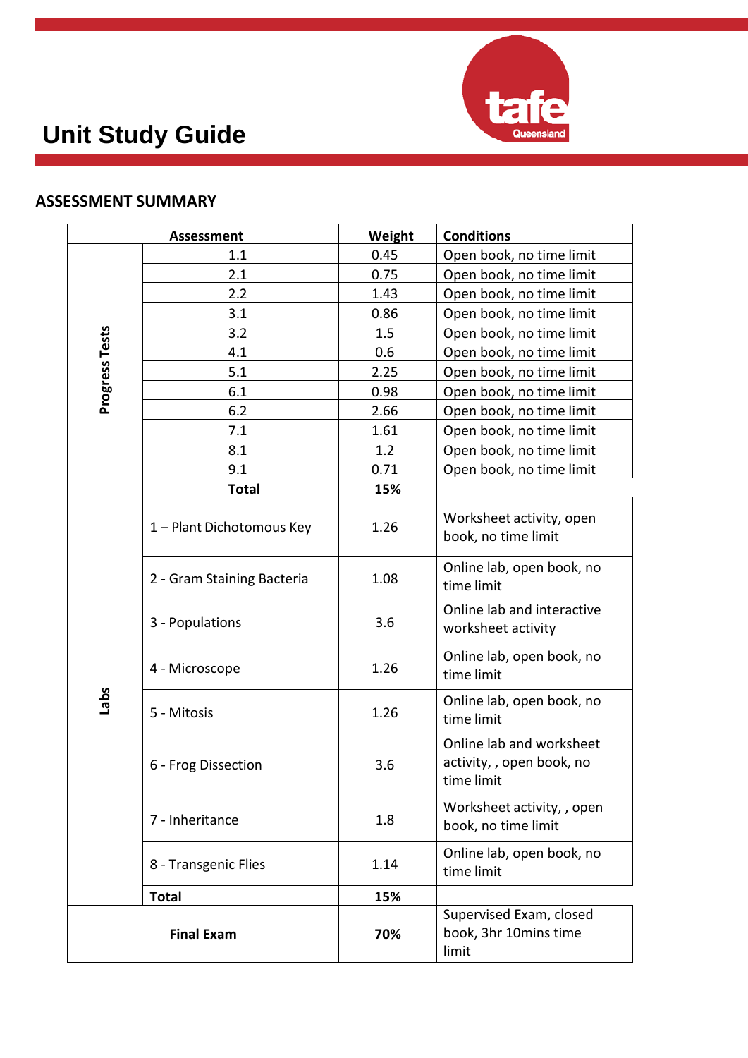# Unit Study Guide

## ASSESSMENT SUMMARY

| Assessment | | Weight | Conditions |
|---|---|---|---|
| Progress Tests | 1.1 | 0.45 | Open book, no time limit |
| | 2.1 | 0.75 | Open book, no time limit |
| | 2.2 | 1.43 | Open book, no time limit |
| | 3.1 | 0.86 | Open book, no time limit |
| | 3.2 | 1.5 | Open book, no time limit |
| | 4.1 | 0.6 | Open book, no time limit |
| | 5.1 | 2.25 | Open book, no time limit |
| | 6.1 | 0.98 | Open book, no time limit |
| | 6.2 | 2.66 | Open book, no time limit |
| | 7.1 | 1.61 | Open book, no time limit |
| | 8.1 | 1.2 | Open book, no time limit |
| | 9.1 | 0.71 | Open book, no time limit |
| | **Total** | **15%** | |
| Labs | 1 – Plant Dichotomous Key | 1.26 | Worksheet activity, open book, no time limit |
| | 2 - Gram Staining Bacteria | 1.08 | Online lab, open book, no time limit |
| | 3 - Populations | 3.6 | Online lab and interactive worksheet activity |
| | 4 - Microscope | 1.26 | Online lab, open book, no time limit |
| | 5 - Mitosis | 1.26 | Online lab, open book, no time limit |
| | 6 - Frog Dissection | 3.6 | Online lab and worksheet activity, , open book, no time limit |
| | 7 - Inheritance | 1.8 | Worksheet activity, , open book, no time limit |
| | 8 - Transgenic Flies | 1.14 | Online lab, open book, no time limit |
| | **Total** | **15%** | |
| **Final Exam** | | **70%** | Supervised Exam, closed book, 3hr 10mins time limit |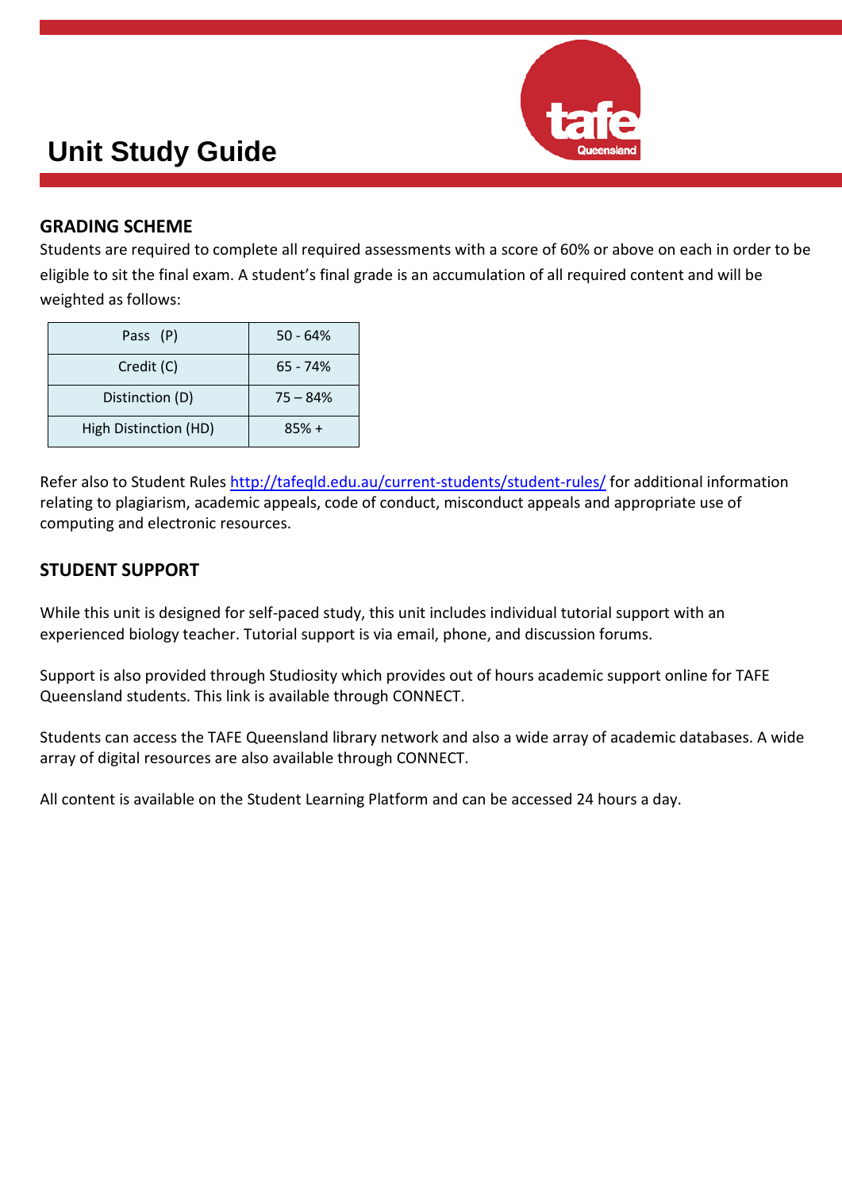# Unit Study Guide

## GRADING SCHEME

Students are required to complete all required assessments with a score of 60% or above on each in order to be eligible to sit the final exam. A student's final grade is an accumulation of all required content and will be weighted as follows:

| | |
|---|---|
| Pass (P) | 50 - 64% |
| Credit (C) | 65 - 74% |
| Distinction (D) | 75 – 84% |
| High Distinction (HD) | 85% + |

Refer also to Student Rules http://tafeqld.edu.au/current-students/student-rules/ for additional information relating to plagiarism, academic appeals, code of conduct, misconduct appeals and appropriate use of computing and electronic resources.

## STUDENT SUPPORT

While this unit is designed for self-paced study, this unit includes individual tutorial support with an experienced biology teacher. Tutorial support is via email, phone, and discussion forums.

Support is also provided through Studiosity which provides out of hours academic support online for TAFE Queensland students. This link is available through CONNECT.

Students can access the TAFE Queensland library network and also a wide array of academic databases. A wide array of digital resources are also available through CONNECT.

All content is available on the Student Learning Platform and can be accessed 24 hours a day.